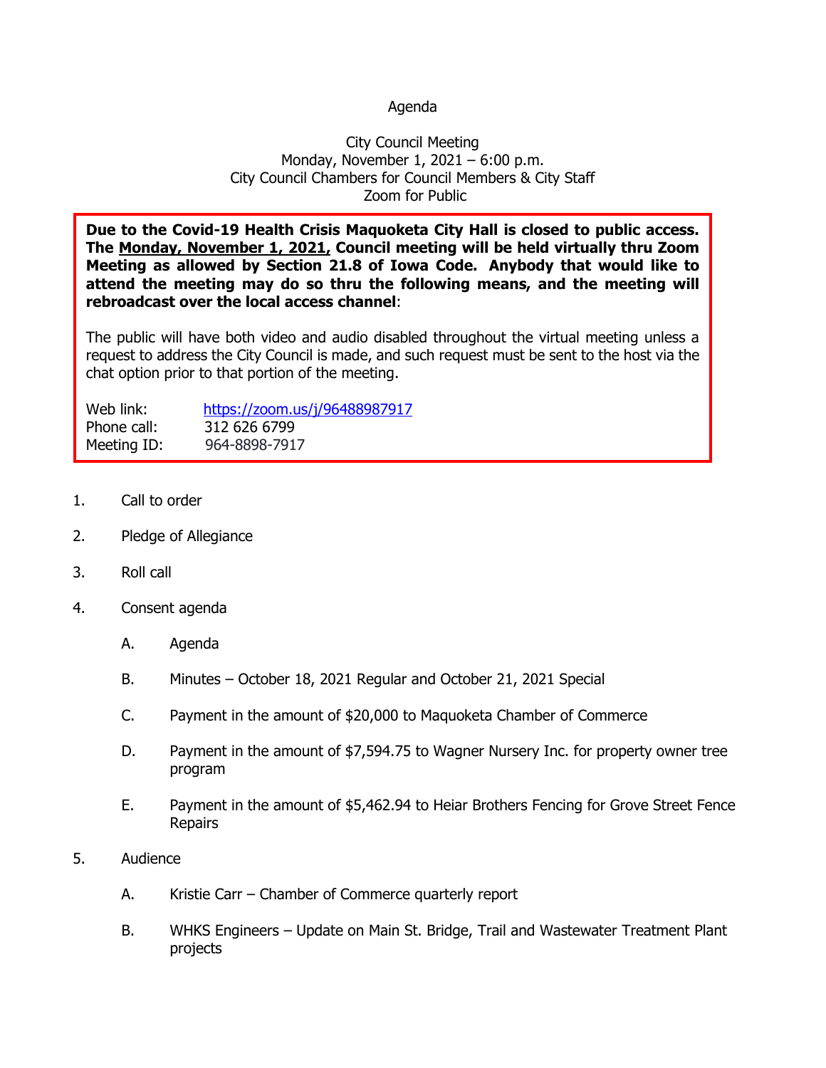# Agenda

City Council Meeting
Monday, November 1, 2021 – 6:00 p.m.
City Council Chambers for Council Members & City Staff
Zoom for Public

**Due to the Covid-19 Health Crisis Maquoketa City Hall is closed to public access. The Monday, November 1, 2021, Council meeting will be held virtually thru Zoom Meeting as allowed by Section 21.8 of Iowa Code. Anybody that would like to attend the meeting may do so thru the following means, and the meeting will rebroadcast over the local access channel**:

The public will have both video and audio disabled throughout the virtual meeting unless a request to address the City Council is made, and such request must be sent to the host via the chat option prior to that portion of the meeting.

Web link: https://zoom.us/j/96488987917
Phone call: 312 626 6799
Meeting ID: 964-8898-7917

1. Call to order
2. Pledge of Allegiance
3. Roll call
4. Consent agenda
   - A. Agenda
   - B. Minutes – October 18, 2021 Regular and October 21, 2021 Special
   - C. Payment in the amount of $20,000 to Maquoketa Chamber of Commerce
   - D. Payment in the amount of $7,594.75 to Wagner Nursery Inc. for property owner tree program
   - E. Payment in the amount of $5,462.94 to Heiar Brothers Fencing for Grove Street Fence Repairs
5. Audience
   - A. Kristie Carr – Chamber of Commerce quarterly report
   - B. WHKS Engineers – Update on Main St. Bridge, Trail and Wastewater Treatment Plant projects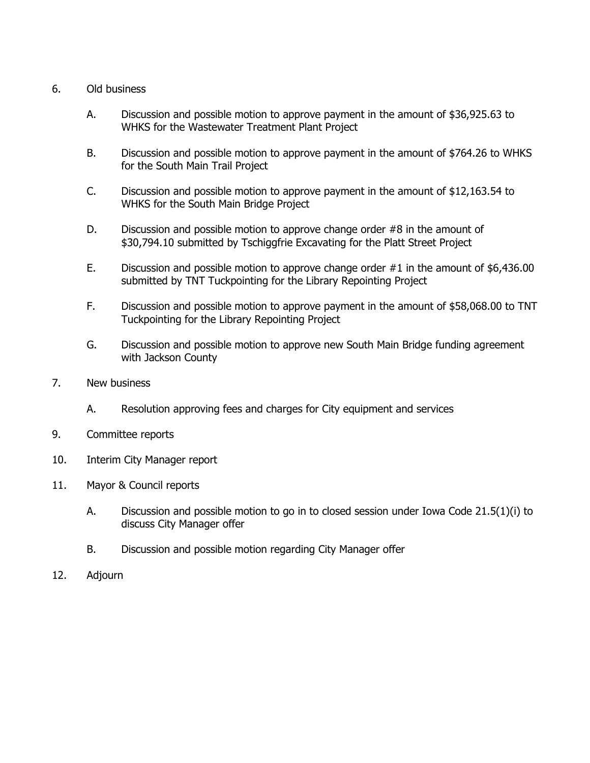6. Old business

   A. Discussion and possible motion to approve payment in the amount of $36,925.63 to WHKS for the Wastewater Treatment Plant Project

   B. Discussion and possible motion to approve payment in the amount of $764.26 to WHKS for the South Main Trail Project

   C. Discussion and possible motion to approve payment in the amount of $12,163.54 to WHKS for the South Main Bridge Project

   D. Discussion and possible motion to approve change order #8 in the amount of $30,794.10 submitted by Tschiggfrie Excavating for the Platt Street Project

   E. Discussion and possible motion to approve change order #1 in the amount of $6,436.00 submitted by TNT Tuckpointing for the Library Repointing Project

   F. Discussion and possible motion to approve payment in the amount of $58,068.00 to TNT Tuckpointing for the Library Repointing Project

   G. Discussion and possible motion to approve new South Main Bridge funding agreement with Jackson County

7. New business

   A. Resolution approving fees and charges for City equipment and services

9. Committee reports

10. Interim City Manager report

11. Mayor & Council reports

   A. Discussion and possible motion to go in to closed session under Iowa Code 21.5(1)(i) to discuss City Manager offer

   B. Discussion and possible motion regarding City Manager offer

12. Adjourn